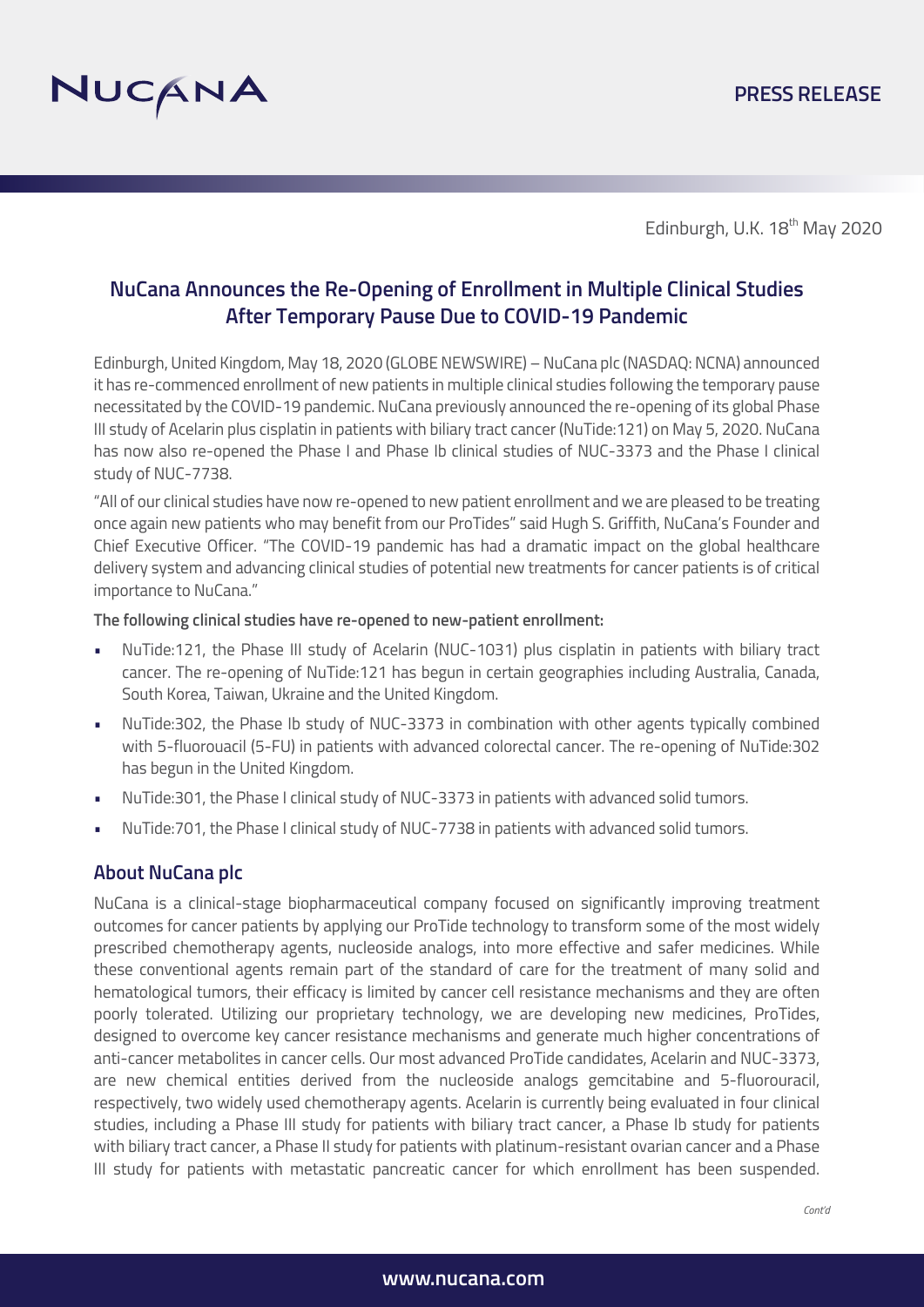# PRESS RELEASE

Edinburgh, U.K. 18th May 2020

## NuCana Announces the Re-Opening of Enrollment in Multiple Clinical Studies After Temporary Pause Due to COVID-19 Pandemic

Edinburgh, United Kingdom, May 18, 2020 (GLOBE NEWSWIRE) – NuCana plc (NASDAQ: NCNA) announced it has re-commenced enrollment of new patients in multiple clinical studies following the temporary pause necessitated by the COVID-19 pandemic. NuCana previously announced the re-opening of its global Phase III study of Acelarin plus cisplatin in patients with biliary tract cancer (NuTide:121) on May 5, 2020. NuCana has now also re-opened the Phase I and Phase Ib clinical studies of NUC-3373 and the Phase I clinical study of NUC-7738.

"All of our clinical studies have now re-opened to new patient enrollment and we are pleased to be treating once again new patients who may benefit from our ProTides" said Hugh S. Griffith, NuCana's Founder and Chief Executive Officer. "The COVID-19 pandemic has had a dramatic impact on the global healthcare delivery system and advancing clinical studies of potential new treatments for cancer patients is of critical importance to NuCana."

**The following clinical studies have re-opened to new-patient enrollment:**

- NuTide:121, the Phase III study of Acelarin (NUC-1031) plus cisplatin in patients with biliary tract cancer. The re-opening of NuTide:121 has begun in certain geographies including Australia, Canada, South Korea, Taiwan, Ukraine and the United Kingdom.
- NuTide:302, the Phase Ib study of NUC-3373 in combination with other agents typically combined with 5-fluorouacil (5-FU) in patients with advanced colorectal cancer. The re-opening of NuTide:302 has begun in the United Kingdom.
- NuTide:301, the Phase I clinical study of NUC-3373 in patients with advanced solid tumors.
- NuTide:701, the Phase I clinical study of NUC-7738 in patients with advanced solid tumors.

### About NuCana plc

NuCana is a clinical-stage biopharmaceutical company focused on significantly improving treatment outcomes for cancer patients by applying our ProTide technology to transform some of the most widely prescribed chemotherapy agents, nucleoside analogs, into more effective and safer medicines. While these conventional agents remain part of the standard of care for the treatment of many solid and hematological tumors, their efficacy is limited by cancer cell resistance mechanisms and they are often poorly tolerated. Utilizing our proprietary technology, we are developing new medicines, ProTides, designed to overcome key cancer resistance mechanisms and generate much higher concentrations of anti-cancer metabolites in cancer cells. Our most advanced ProTide candidates, Acelarin and NUC-3373, are new chemical entities derived from the nucleoside analogs gemcitabine and 5-fluorouracil, respectively, two widely used chemotherapy agents. Acelarin is currently being evaluated in four clinical studies, including a Phase III study for patients with biliary tract cancer, a Phase Ib study for patients with biliary tract cancer, a Phase II study for patients with platinum-resistant ovarian cancer and a Phase III study for patients with metastatic pancreatic cancer for which enrollment has been suspended.

*Cont'd*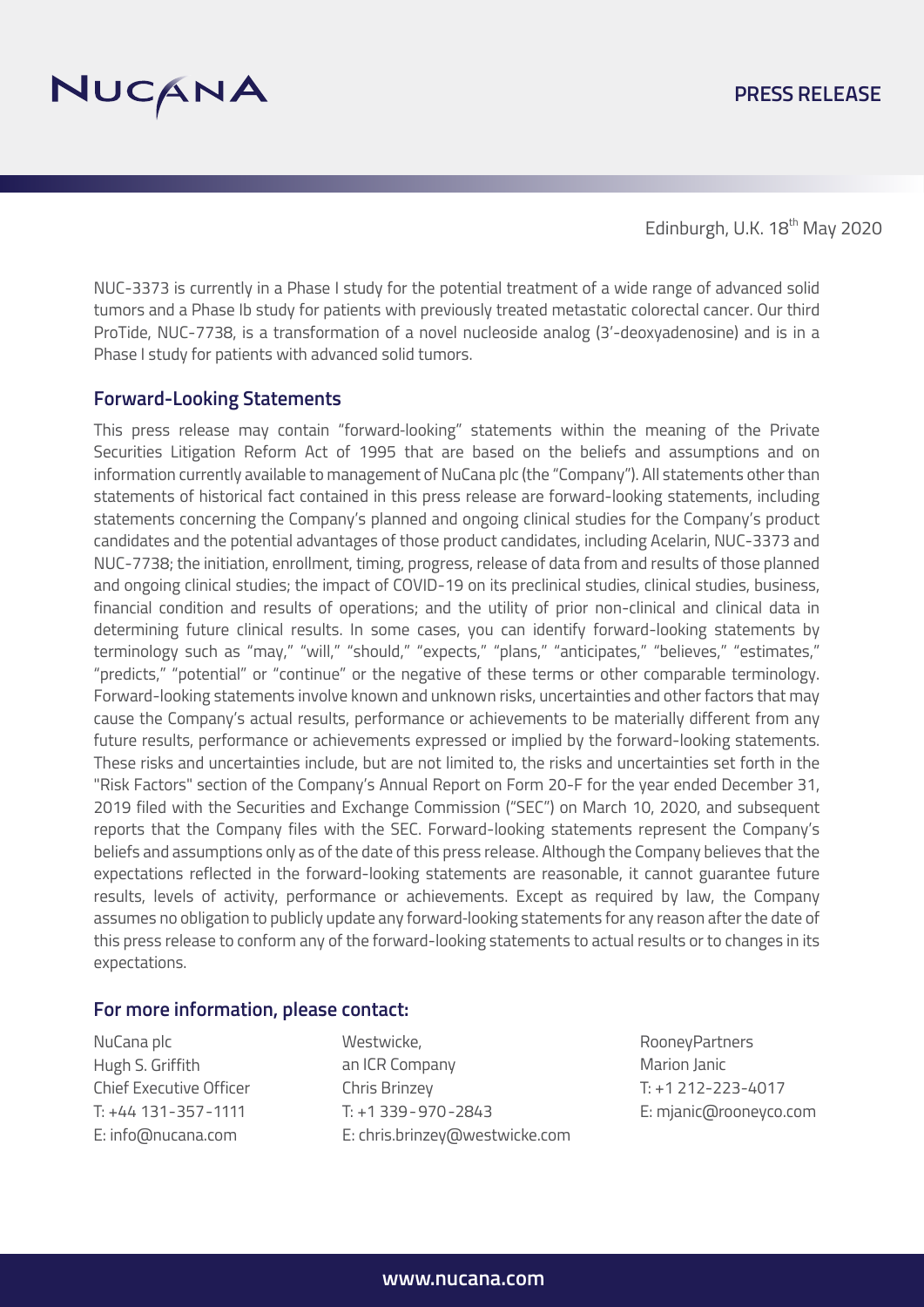Edinburgh, U.K. 18th May 2020

NUC-3373 is currently in a Phase I study for the potential treatment of a wide range of advanced solid tumors and a Phase Ib study for patients with previously treated metastatic colorectal cancer. Our third ProTide, NUC-7738, is a transformation of a novel nucleoside analog (3'-deoxyadenosine) and is in a Phase I study for patients with advanced solid tumors.

## Forward-Looking Statements

This press release may contain "forward-looking" statements within the meaning of the Private Securities Litigation Reform Act of 1995 that are based on the beliefs and assumptions and on information currently available to management of NuCana plc (the "Company"). All statements other than statements of historical fact contained in this press release are forward-looking statements, including statements concerning the Company's planned and ongoing clinical studies for the Company's product candidates and the potential advantages of those product candidates, including Acelarin, NUC-3373 and NUC-7738; the initiation, enrollment, timing, progress, release of data from and results of those planned and ongoing clinical studies; the impact of COVID-19 on its preclinical studies, clinical studies, business, financial condition and results of operations; and the utility of prior non-clinical and clinical data in determining future clinical results. In some cases, you can identify forward-looking statements by terminology such as "may," "will," "should," "expects," "plans," "anticipates," "believes," "estimates," "predicts," "potential" or "continue" or the negative of these terms or other comparable terminology. Forward-looking statements involve known and unknown risks, uncertainties and other factors that may cause the Company's actual results, performance or achievements to be materially different from any future results, performance or achievements expressed or implied by the forward-looking statements. These risks and uncertainties include, but are not limited to, the risks and uncertainties set forth in the "Risk Factors" section of the Company's Annual Report on Form 20-F for the year ended December 31, 2019 filed with the Securities and Exchange Commission ("SEC") on March 10, 2020, and subsequent reports that the Company files with the SEC. Forward-looking statements represent the Company's beliefs and assumptions only as of the date of this press release. Although the Company believes that the expectations reflected in the forward-looking statements are reasonable, it cannot guarantee future results, levels of activity, performance or achievements. Except as required by law, the Company assumes no obligation to publicly update any forward-looking statements for any reason after the date of this press release to conform any of the forward-looking statements to actual results or to changes in its expectations.

## For more information, please contact:

NuCana plc
Hugh S. Griffith
Chief Executive Officer
T: +44 131-357-1111
E: info@nucana.com

Westwicke,
an ICR Company
Chris Brinzey
T: +1 339-970-2843
E: chris.brinzey@westwicke.com

RooneyPartners
Marion Janic
T: +1 212-223-4017
E: mjanic@rooneyco.com